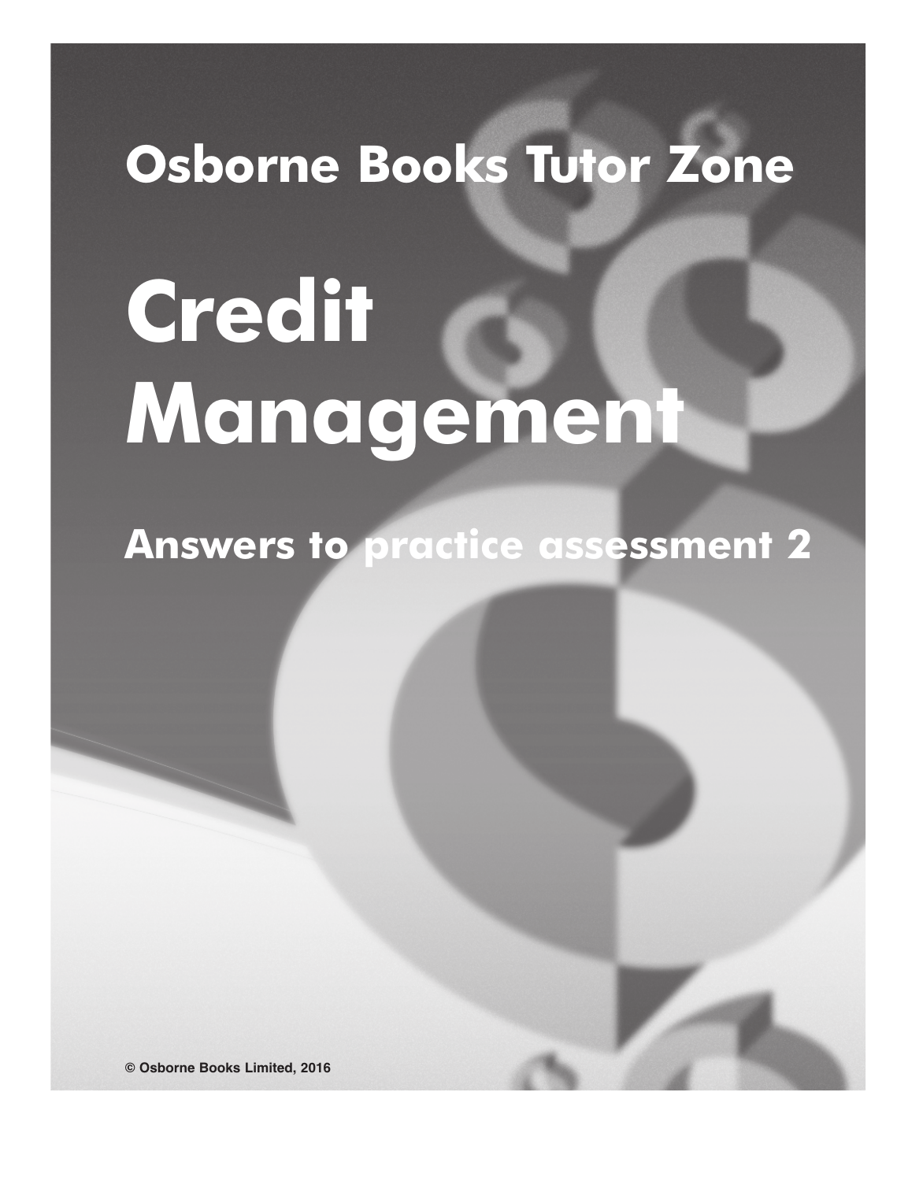# Osborne Books Tutor Zone

# Credit Management

## Answers to practice assessment 2

© Osborne Books Limited, 2016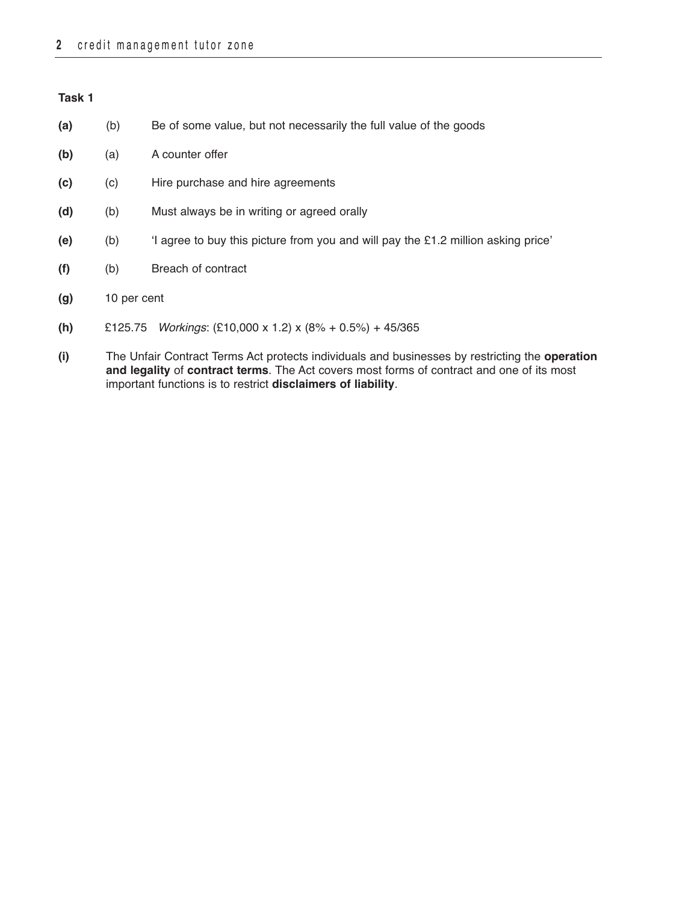**Task 1**

**(a)** (b) Be of some value, but not necessarily the full value of the goods

**(b)** (a) A counter offer

**(c)** (c) Hire purchase and hire agreements

**(d)** (b) Must always be in writing or agreed orally

**(e)** (b) 'I agree to buy this picture from you and will pay the £1.2 million asking price'

**(f)** (b) Breach of contract

**(g)** 10 per cent

**(h)** £125.75 *Workings*: (£10,000 x 1.2) x (8% + 0.5%) + 45/365

**(i)** The Unfair Contract Terms Act protects individuals and businesses by restricting the **operation and legality** of **contract terms**. The Act covers most forms of contract and one of its most important functions is to restrict **disclaimers of liability**.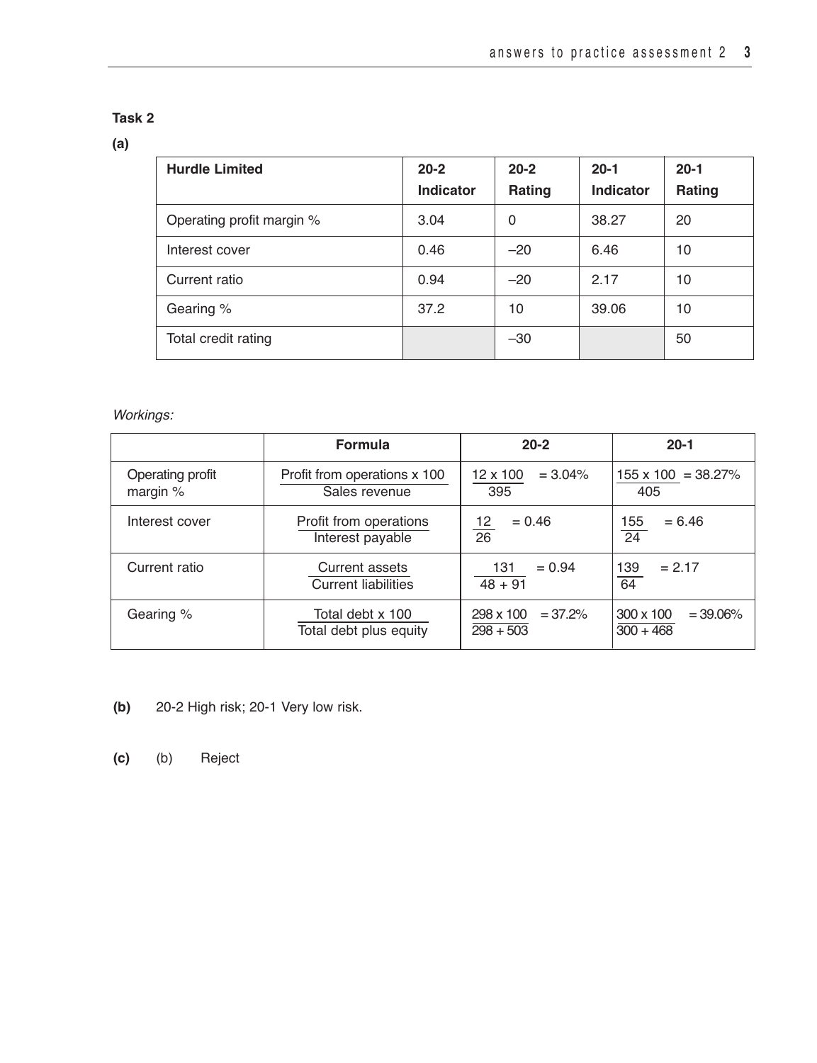**Task 2**

**(a)**

| Hurdle Limited | 20-2 Indicator | 20-2 Rating | 20-1 Indicator | 20-1 Rating |
|---|---|---|---|---|
| Operating profit margin % | 3.04 | 0 | 38.27 | 20 |
| Interest cover | 0.46 | –20 | 6.46 | 10 |
| Current ratio | 0.94 | –20 | 2.17 | 10 |
| Gearing % | 37.2 | 10 | 39.06 | 10 |
| Total credit rating | | –30 | | 50 |

*Workings:*

| | Formula | 20-2 | 20-1 |
|---|---|---|---|
| Operating profit margin % | $\frac{\text{Profit from operations x 100}}{\text{Sales revenue}}$ | $\frac{12 \times 100}{395} = 3.04\%$ | $\frac{155 \times 100}{405} = 38.27\%$ |
| Interest cover | $\frac{\text{Profit from operations}}{\text{Interest payable}}$ | $\frac{12}{26} = 0.46$ | $\frac{155}{24} = 6.46$ |
| Current ratio | $\frac{\text{Current assets}}{\text{Current liabilities}}$ | $\frac{131}{48 + 91} = 0.94$ | $\frac{139}{64} = 2.17$ |
| Gearing % | $\frac{\text{Total debt x 100}}{\text{Total debt plus equity}}$ | $\frac{298 \times 100}{298 + 503} = 37.2\%$ | $\frac{300 \times 100}{300 + 468} = 39.06\%$ |

**(b)** 20-2 High risk; 20-1 Very low risk.

**(c)** (b) Reject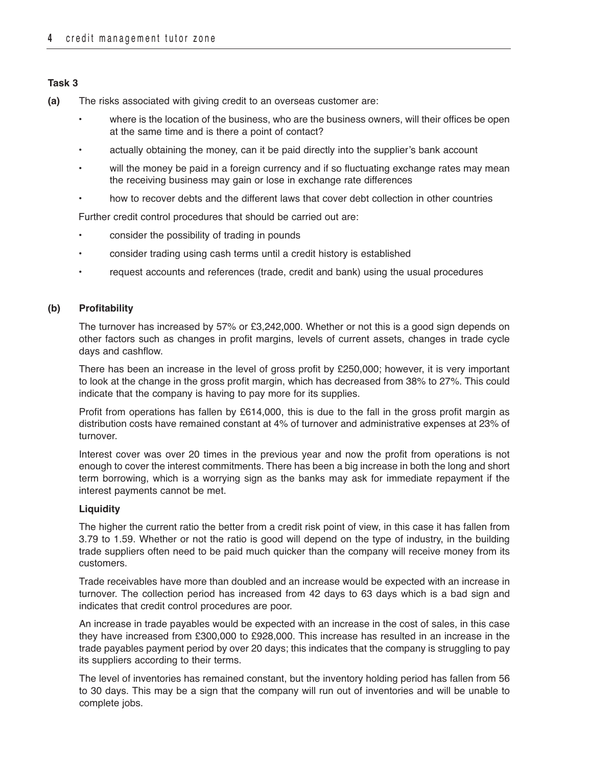### Task 3

**(a)** The risks associated with giving credit to an overseas customer are:

- where is the location of the business, who are the business owners, will their offices be open at the same time and is there a point of contact?
- actually obtaining the money, can it be paid directly into the supplier's bank account
- will the money be paid in a foreign currency and if so fluctuating exchange rates may mean the receiving business may gain or lose in exchange rate differences
- how to recover debts and the different laws that cover debt collection in other countries

Further credit control procedures that should be carried out are:

- consider the possibility of trading in pounds
- consider trading using cash terms until a credit history is established
- request accounts and references (trade, credit and bank) using the usual procedures

**(b)** **Profitability**

The turnover has increased by 57% or £3,242,000. Whether or not this is a good sign depends on other factors such as changes in profit margins, levels of current assets, changes in trade cycle days and cashflow.

There has been an increase in the level of gross profit by £250,000; however, it is very important to look at the change in the gross profit margin, which has decreased from 38% to 27%. This could indicate that the company is having to pay more for its supplies.

Profit from operations has fallen by £614,000, this is due to the fall in the gross profit margin as distribution costs have remained constant at 4% of turnover and administrative expenses at 23% of turnover.

Interest cover was over 20 times in the previous year and now the profit from operations is not enough to cover the interest commitments. There has been a big increase in both the long and short term borrowing, which is a worrying sign as the banks may ask for immediate repayment if the interest payments cannot be met.

**Liquidity**

The higher the current ratio the better from a credit risk point of view, in this case it has fallen from 3.79 to 1.59. Whether or not the ratio is good will depend on the type of industry, in the building trade suppliers often need to be paid much quicker than the company will receive money from its customers.

Trade receivables have more than doubled and an increase would be expected with an increase in turnover. The collection period has increased from 42 days to 63 days which is a bad sign and indicates that credit control procedures are poor.

An increase in trade payables would be expected with an increase in the cost of sales, in this case they have increased from £300,000 to £928,000. This increase has resulted in an increase in the trade payables payment period by over 20 days; this indicates that the company is struggling to pay its suppliers according to their terms.

The level of inventories has remained constant, but the inventory holding period has fallen from 56 to 30 days. This may be a sign that the company will run out of inventories and will be unable to complete jobs.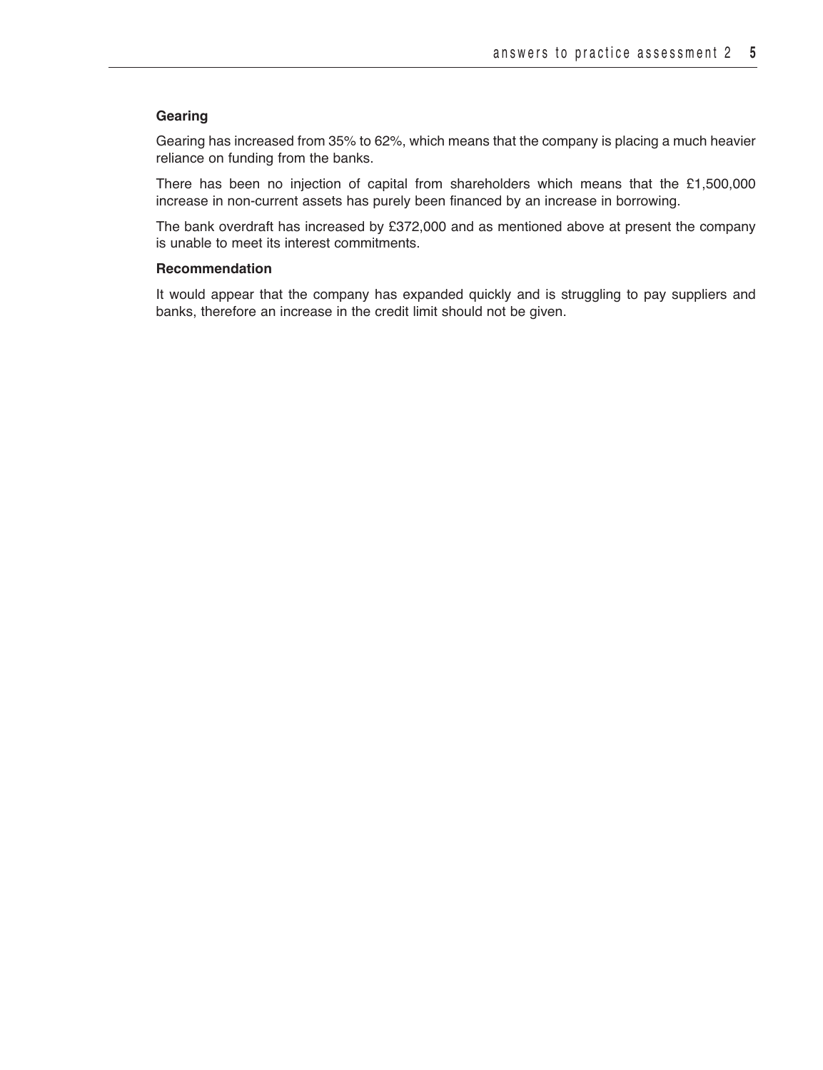**Gearing**

Gearing has increased from 35% to 62%, which means that the company is placing a much heavier reliance on funding from the banks.

There has been no injection of capital from shareholders which means that the £1,500,000 increase in non-current assets has purely been financed by an increase in borrowing.

The bank overdraft has increased by £372,000 and as mentioned above at present the company is unable to meet its interest commitments.

**Recommendation**

It would appear that the company has expanded quickly and is struggling to pay suppliers and banks, therefore an increase in the credit limit should not be given.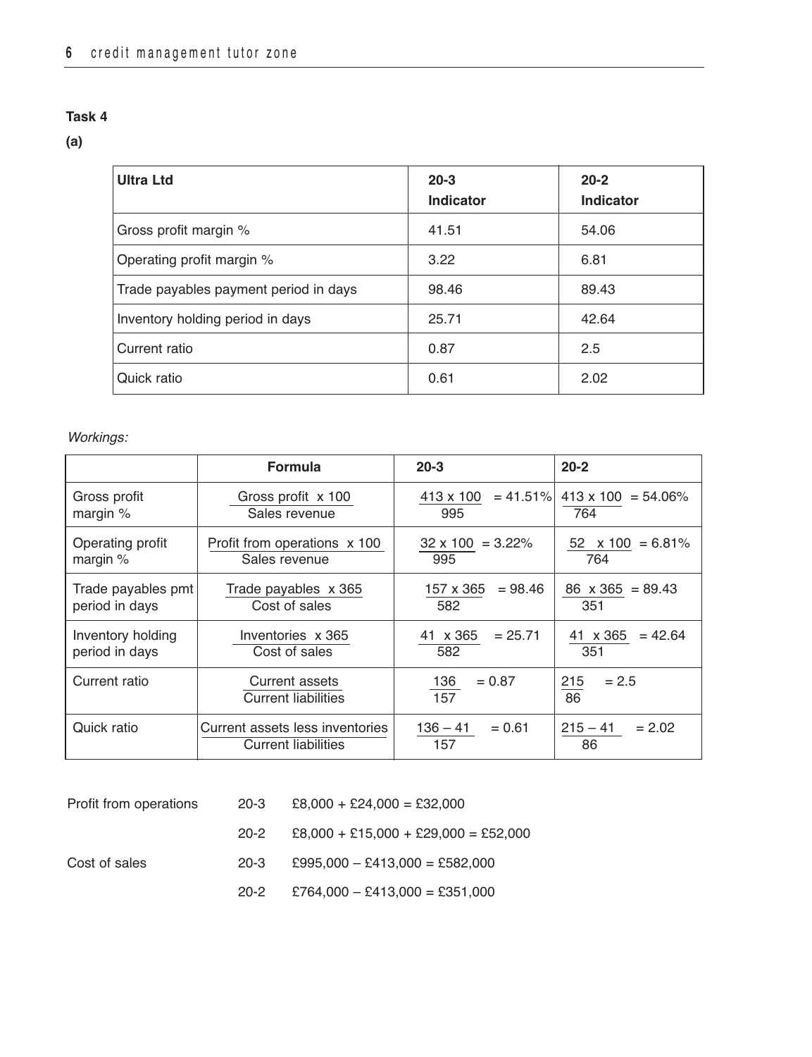**Task 4**

**(a)**

| Ultra Ltd | 20-3 Indicator | 20-2 Indicator |
|---|---|---|
| Gross profit margin % | 41.51 | 54.06 |
| Operating profit margin % | 3.22 | 6.81 |
| Trade payables payment period in days | 98.46 | 89.43 |
| Inventory holding period in days | 25.71 | 42.64 |
| Current ratio | 0.87 | 2.5 |
| Quick ratio | 0.61 | 2.02 |

*Workings:*

| | Formula | 20-3 | 20-2 |
|---|---|---|---|
| Gross profit margin % | $\frac{\text{Gross profit x 100}}{\text{Sales revenue}}$ | $\frac{413 \times 100}{995} = 41.51\%$ | $\frac{413 \times 100}{764} = 54.06\%$ |
| Operating profit margin % | $\frac{\text{Profit from operations x 100}}{\text{Sales revenue}}$ | $\frac{32 \times 100}{995} = 3.22\%$ | $\frac{52 \times 100}{764} = 6.81\%$ |
| Trade payables pmt period in days | $\frac{\text{Trade payables x 365}}{\text{Cost of sales}}$ | $\frac{157 \times 365}{582} = 98.46$ | $\frac{86 \times 365}{351} = 89.43$ |
| Inventory holding period in days | $\frac{\text{Inventories x 365}}{\text{Cost of sales}}$ | $\frac{41 \times 365}{582} = 25.71$ | $\frac{41 \times 365}{351} = 42.64$ |
| Current ratio | $\frac{\text{Current assets}}{\text{Current liabilities}}$ | $\frac{136}{157} = 0.87$ | $\frac{215}{86} = 2.5$ |
| Quick ratio | $\frac{\text{Current assets less inventories}}{\text{Current liabilities}}$ | $\frac{136 - 41}{157} = 0.61$ | $\frac{215 - 41}{86} = 2.02$ |

| | | |
|---|---|---|
| Profit from operations | 20-3 | £8,000 + £24,000 = £32,000 |
| | 20-2 | £8,000 + £15,000 + £29,000 = £52,000 |
| Cost of sales | 20-3 | £995,000 – £413,000 = £582,000 |
| | 20-2 | £764,000 – £413,000 = £351,000 |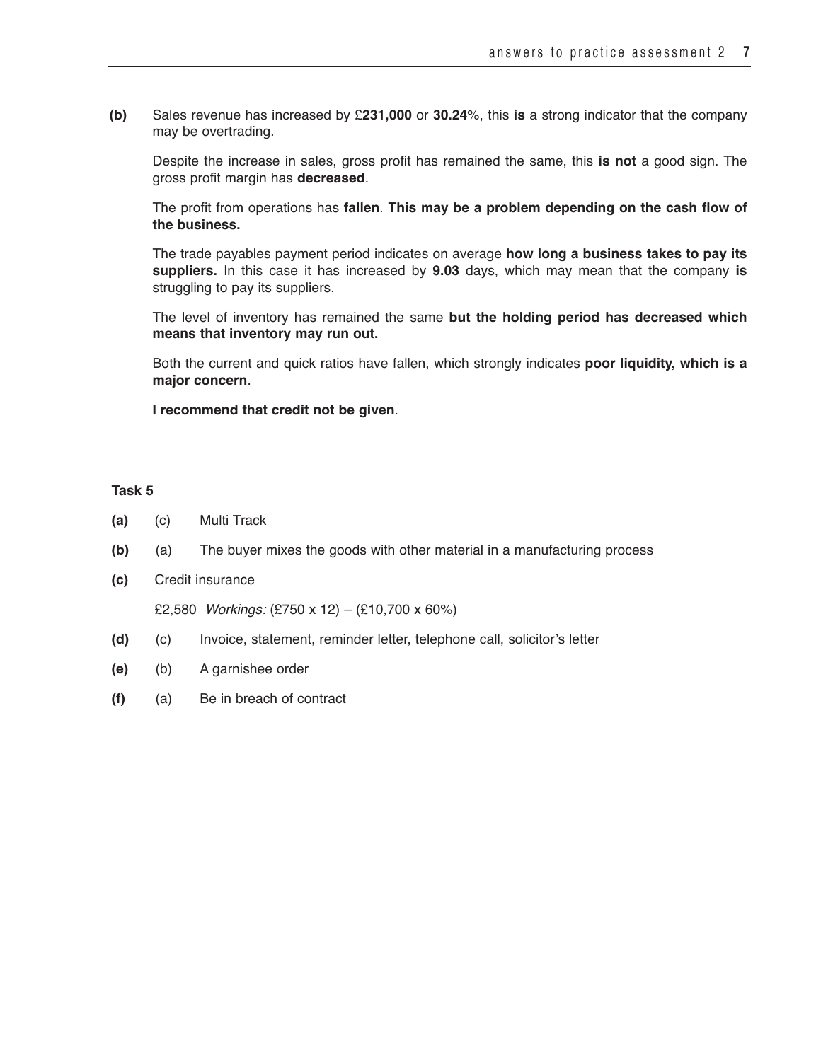**(b)** Sales revenue has increased by £**231,000** or **30.24**%, this **is** a strong indicator that the company may be overtrading.

Despite the increase in sales, gross profit has remained the same, this **is not** a good sign. The gross profit margin has **decreased**.

The profit from operations has **fallen**. **This may be a problem depending on the cash flow of the business.**

The trade payables payment period indicates on average **how long a business takes to pay its suppliers.** In this case it has increased by **9.03** days, which may mean that the company **is** struggling to pay its suppliers.

The level of inventory has remained the same **but the holding period has decreased which means that inventory may run out.**

Both the current and quick ratios have fallen, which strongly indicates **poor liquidity, which is a major concern**.

**I recommend that credit not be given**.

**Task 5**

**(a)** (c) Multi Track

**(b)** (a) The buyer mixes the goods with other material in a manufacturing process

**(c)** Credit insurance

£2,580 *Workings:* (£750 x 12) – (£10,700 x 60%)

**(d)** (c) Invoice, statement, reminder letter, telephone call, solicitor's letter

**(e)** (b) A garnishee order

**(f)** (a) Be in breach of contract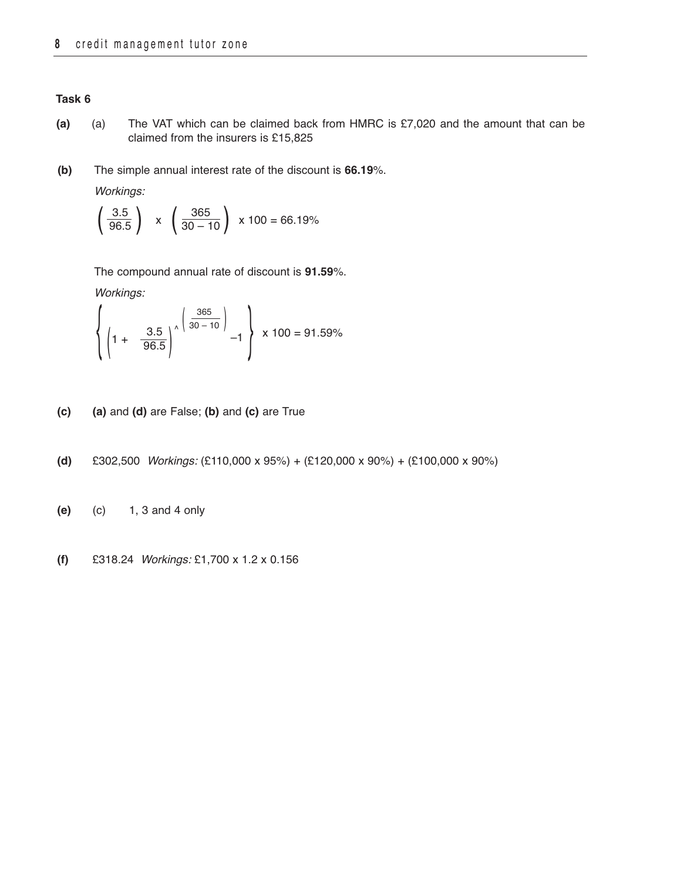**Task 6**

**(a)** (a) The VAT which can be claimed back from HMRC is £7,020 and the amount that can be claimed from the insurers is £15,825

**(b)** The simple annual interest rate of the discount is **66.19**%.

*Workings:*

$$\left(\frac{3.5}{96.5}\right) \times \left(\frac{365}{30-10}\right) \times 100 = 66.19\%$$

The compound annual rate of discount is **91.59**%.

*Workings:*

$$\left\{\left(1 + \frac{3.5}{96.5}\right)^{\wedge\left(\frac{365}{30-10}\right)} - 1\right\} \times 100 = 91.59\%$$

**(c)** **(a)** and **(d)** are False; **(b)** and **(c)** are True

**(d)** £302,500 *Workings:* (£110,000 x 95%) + (£120,000 x 90%) + (£100,000 x 90%)

**(e)** (c) 1, 3 and 4 only

**(f)** £318.24 *Workings:* £1,700 x 1.2 x 0.156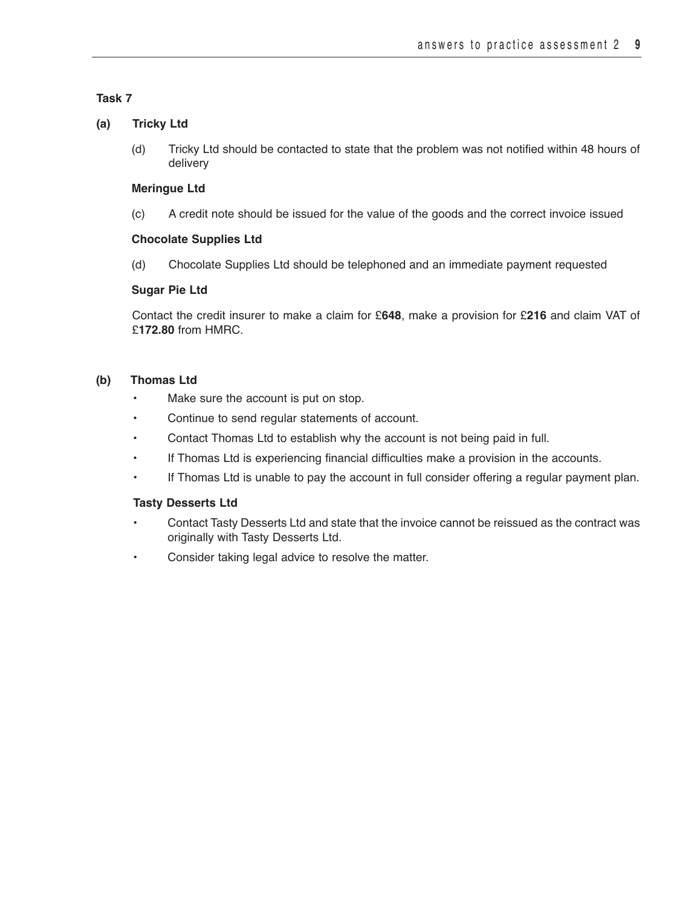**Task 7**

**(a) Tricky Ltd**

(d) Tricky Ltd should be contacted to state that the problem was not notified within 48 hours of delivery

**Meringue Ltd**

(c) A credit note should be issued for the value of the goods and the correct invoice issued

**Chocolate Supplies Ltd**

(d) Chocolate Supplies Ltd should be telephoned and an immediate payment requested

**Sugar Pie Ltd**

Contact the credit insurer to make a claim for £**648**, make a provision for £**216** and claim VAT of £**172.80** from HMRC.

**(b) Thomas Ltd**

- Make sure the account is put on stop.
- Continue to send regular statements of account.
- Contact Thomas Ltd to establish why the account is not being paid in full.
- If Thomas Ltd is experiencing financial difficulties make a provision in the accounts.
- If Thomas Ltd is unable to pay the account in full consider offering a regular payment plan.

**Tasty Desserts Ltd**

- Contact Tasty Desserts Ltd and state that the invoice cannot be reissued as the contract was originally with Tasty Desserts Ltd.
- Consider taking legal advice to resolve the matter.